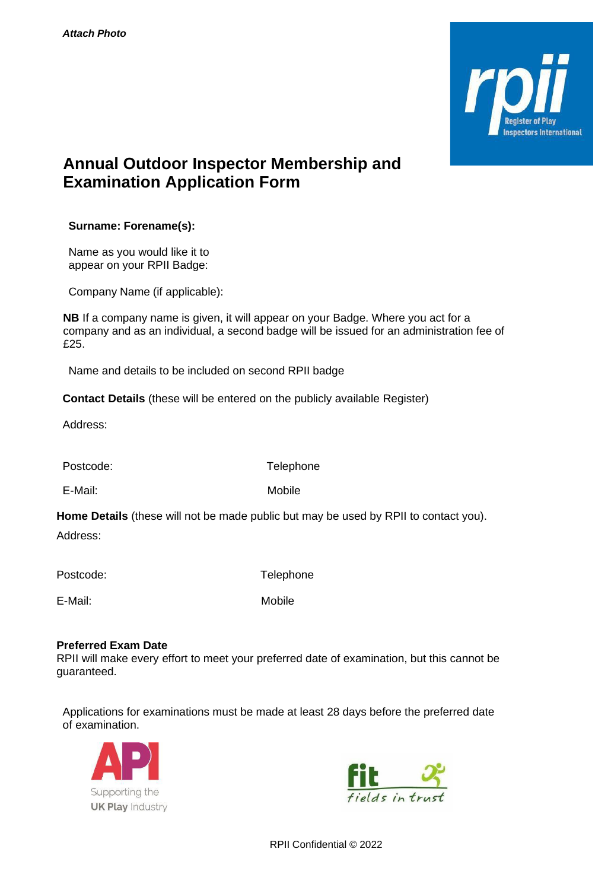*Attach Photo*

# Annual Outdoor Inspector Membership and Examination Application Form

**Surname: Forename(s):**

Name as you would like it to appear on your RPII Badge:

Company Name (if applicable):

**NB** If a company name is given, it will appear on your Badge. Where you act for a company and as an individual, a second badge will be issued for an administration fee of £25.

Name and details to be included on second RPII badge

**Contact Details** (these will be entered on the publicly available Register)

Address:

Postcode: Telephone

E-Mail: Mobile

**Home Details** (these will not be made public but may be used by RPII to contact you).

Address:

Postcode: Telephone

E-Mail: Mobile

**Preferred Exam Date**

RPII will make every effort to meet your preferred date of examination, but this cannot be guaranteed.

Applications for examinations must be made at least 28 days before the preferred date of examination.

RPII Confidential © 2022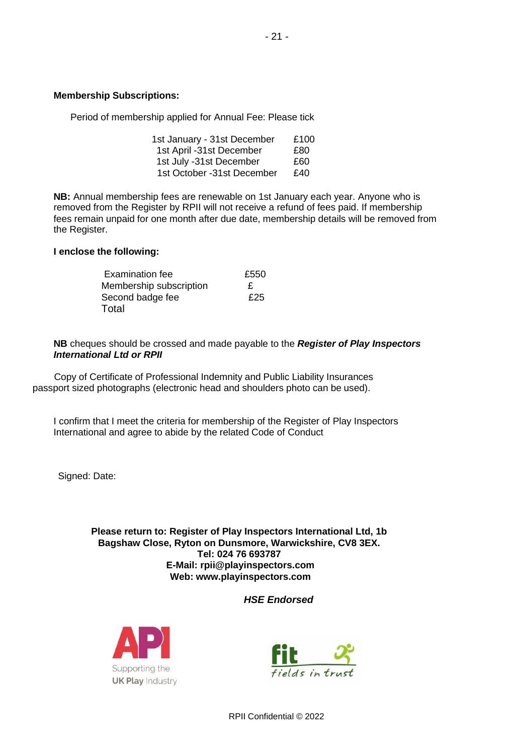**Membership Subscriptions:**

Period of membership applied for Annual Fee: Please tick

| | |
|---|---|
| 1st January - 31st December | £100 |
| 1st April -31st December | £80 |
| 1st July -31st December | £60 |
| 1st October -31st December | £40 |

**NB:** Annual membership fees are renewable on 1st January each year. Anyone who is removed from the Register by RPII will not receive a refund of fees paid. If membership fees remain unpaid for one month after due date, membership details will be removed from the Register.

**I enclose the following:**

| | |
|---|---|
| Examination fee | £550 |
| Membership subscription | £ |
| Second badge fee | £25 |
| Total | |

**NB** cheques should be crossed and made payable to the ***Register of Play Inspectors International Ltd or RPII***

Copy of Certificate of Professional Indemnity and Public Liability Insurances
passport sized photographs (electronic head and shoulders photo can be used).

I confirm that I meet the criteria for membership of the Register of Play Inspectors International and agree to abide by the related Code of Conduct

Signed: Date:

**Please return to: Register of Play Inspectors International Ltd, 1b Bagshaw Close, Ryton on Dunsmore, Warwickshire, CV8 3EX.**
**Tel: 024 76 693787**
**E-Mail: rpii@playinspectors.com**
**Web: www.playinspectors.com**

***HSE Endorsed***

API Supporting the **UK Play** Industry

fit fields in trust

RPII Confidential © 2022